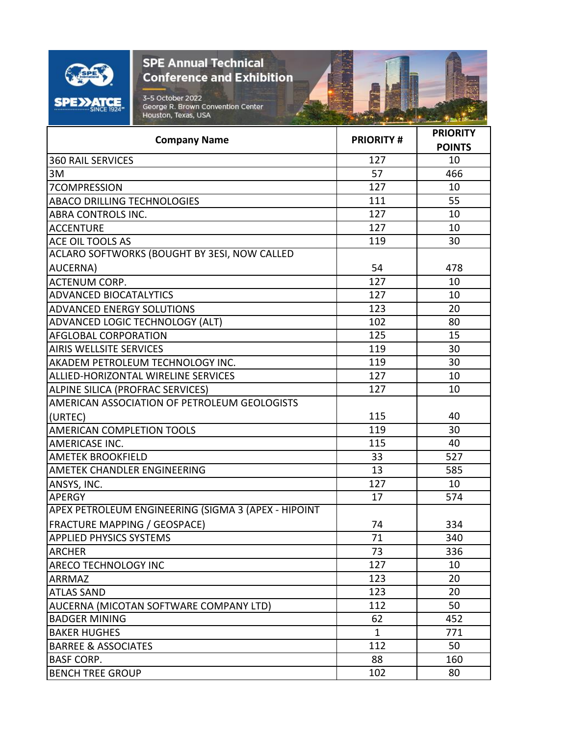# SPE Annual Technical Conference and Exhibition

3–5 October 2022
George R. Brown Convention Center
Houston, Texas, USA

| Company Name | PRIORITY # | PRIORITY POINTS |
|---|---|---|
| 360 RAIL SERVICES | 127 | 10 |
| 3M | 57 | 466 |
| 7COMPRESSION | 127 | 10 |
| ABACO DRILLING TECHNOLOGIES | 111 | 55 |
| ABRA CONTROLS INC. | 127 | 10 |
| ACCENTURE | 127 | 10 |
| ACE OIL TOOLS AS | 119 | 30 |
| ACLARO SOFTWORKS (BOUGHT BY 3ESI, NOW CALLED AUCERNA) | 54 | 478 |
| ACTENUM CORP. | 127 | 10 |
| ADVANCED BIOCATALYTICS | 127 | 10 |
| ADVANCED ENERGY SOLUTIONS | 123 | 20 |
| ADVANCED LOGIC TECHNOLOGY (ALT) | 102 | 80 |
| AFGLOBAL CORPORATION | 125 | 15 |
| AIRIS WELLSITE SERVICES | 119 | 30 |
| AKADEM PETROLEUM TECHNOLOGY INC. | 119 | 30 |
| ALLIED-HORIZONTAL WIRELINE SERVICES | 127 | 10 |
| ALPINE SILICA (PROFRAC SERVICES) | 127 | 10 |
| AMERICAN ASSOCIATION OF PETROLEUM GEOLOGISTS (URTEC) | 115 | 40 |
| AMERICAN COMPLETION TOOLS | 119 | 30 |
| AMERICASE INC. | 115 | 40 |
| AMETEK BROOKFIELD | 33 | 527 |
| AMETEK CHANDLER ENGINEERING | 13 | 585 |
| ANSYS, INC. | 127 | 10 |
| APERGY | 17 | 574 |
| APEX PETROLEUM ENGINEERING (SIGMA 3 (APEX - HIPOINT FRACTURE MAPPING / GEOSPACE) | 74 | 334 |
| APPLIED PHYSICS SYSTEMS | 71 | 340 |
| ARCHER | 73 | 336 |
| ARECO TECHNOLOGY INC | 127 | 10 |
| ARRMAZ | 123 | 20 |
| ATLAS SAND | 123 | 20 |
| AUCERNA (MICOTAN SOFTWARE COMPANY LTD) | 112 | 50 |
| BADGER MINING | 62 | 452 |
| BAKER HUGHES | 1 | 771 |
| BARREE & ASSOCIATES | 112 | 50 |
| BASF CORP. | 88 | 160 |
| BENCH TREE GROUP | 102 | 80 |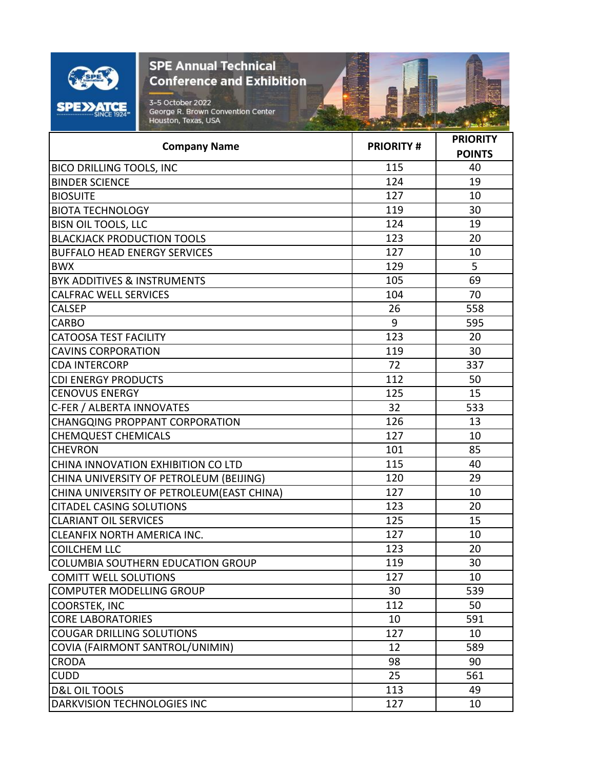| Company Name | PRIORITY # | PRIORITY POINTS |
|---|---|---|
| BICO DRILLING TOOLS, INC | 115 | 40 |
| BINDER SCIENCE | 124 | 19 |
| BIOSUITE | 127 | 10 |
| BIOTA TECHNOLOGY | 119 | 30 |
| BISN OIL TOOLS, LLC | 124 | 19 |
| BLACKJACK PRODUCTION TOOLS | 123 | 20 |
| BUFFALO HEAD ENERGY SERVICES | 127 | 10 |
| BWX | 129 | 5 |
| BYK ADDITIVES & INSTRUMENTS | 105 | 69 |
| CALFRAC WELL SERVICES | 104 | 70 |
| CALSEP | 26 | 558 |
| CARBO | 9 | 595 |
| CATOOSA TEST FACILITY | 123 | 20 |
| CAVINS CORPORATION | 119 | 30 |
| CDA INTERCORP | 72 | 337 |
| CDI ENERGY PRODUCTS | 112 | 50 |
| CENOVUS ENERGY | 125 | 15 |
| C-FER / ALBERTA INNOVATES | 32 | 533 |
| CHANGQING PROPPANT CORPORATION | 126 | 13 |
| CHEMQUEST CHEMICALS | 127 | 10 |
| CHEVRON | 101 | 85 |
| CHINA INNOVATION EXHIBITION CO LTD | 115 | 40 |
| CHINA UNIVERSITY OF PETROLEUM (BEIJING) | 120 | 29 |
| CHINA UNIVERSITY OF PETROLEUM(EAST CHINA) | 127 | 10 |
| CITADEL CASING SOLUTIONS | 123 | 20 |
| CLARIANT OIL SERVICES | 125 | 15 |
| CLEANFIX NORTH AMERICA INC. | 127 | 10 |
| COILCHEM LLC | 123 | 20 |
| COLUMBIA SOUTHERN EDUCATION GROUP | 119 | 30 |
| COMITT WELL SOLUTIONS | 127 | 10 |
| COMPUTER MODELLING GROUP | 30 | 539 |
| COORSTEK, INC | 112 | 50 |
| CORE LABORATORIES | 10 | 591 |
| COUGAR DRILLING SOLUTIONS | 127 | 10 |
| COVIA (FAIRMONT SANTROL/UNIMIN) | 12 | 589 |
| CRODA | 98 | 90 |
| CUDD | 25 | 561 |
| D&L OIL TOOLS | 113 | 49 |
| DARKVISION TECHNOLOGIES INC | 127 | 10 |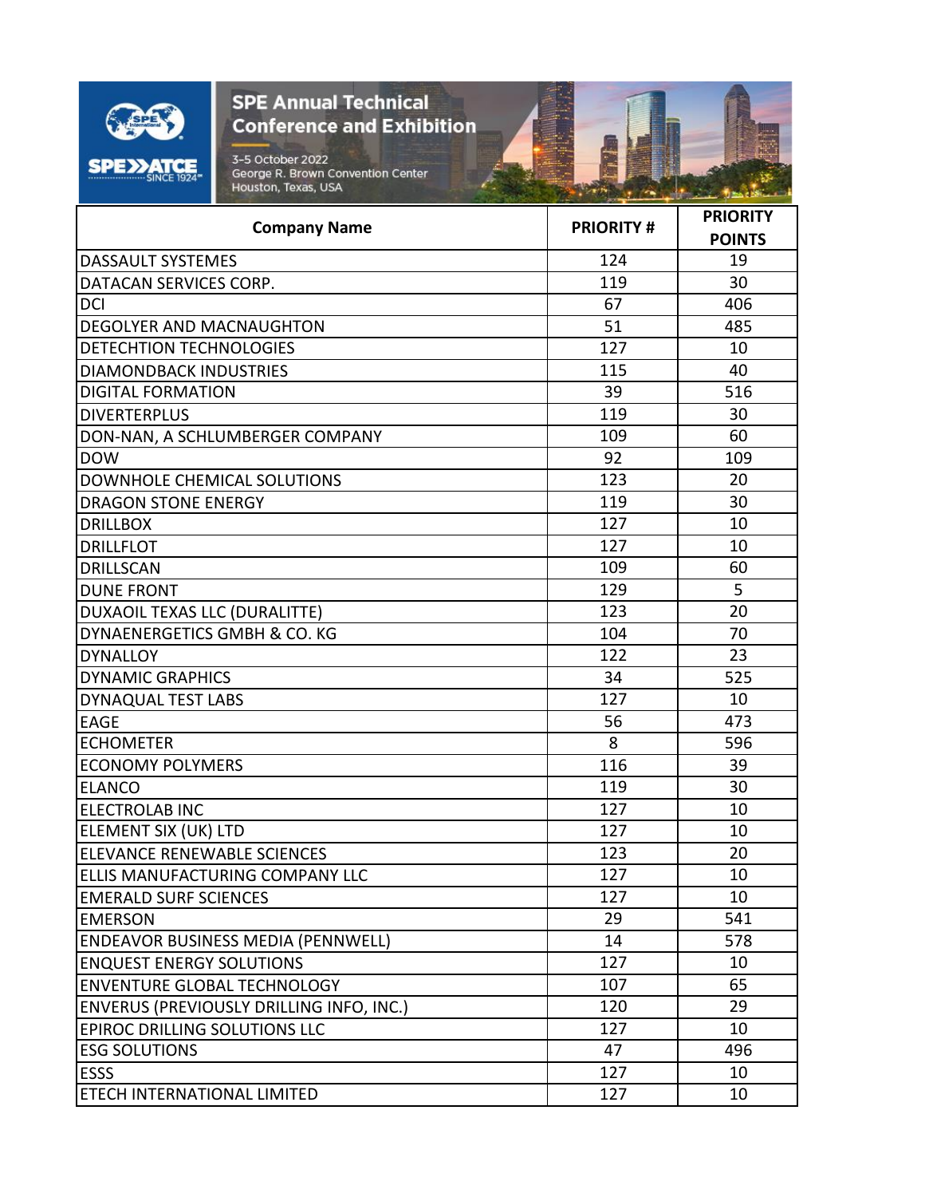| Company Name | PRIORITY # | PRIORITY POINTS |
| --- | --- | --- |
| DASSAULT SYSTEMES | 124 | 19 |
| DATACAN SERVICES CORP. | 119 | 30 |
| DCI | 67 | 406 |
| DEGOLYER AND MACNAUGHTON | 51 | 485 |
| DETECHTION TECHNOLOGIES | 127 | 10 |
| DIAMONDBACK INDUSTRIES | 115 | 40 |
| DIGITAL FORMATION | 39 | 516 |
| DIVERTERPLUS | 119 | 30 |
| DON-NAN, A SCHLUMBERGER COMPANY | 109 | 60 |
| DOW | 92 | 109 |
| DOWNHOLE CHEMICAL SOLUTIONS | 123 | 20 |
| DRAGON STONE ENERGY | 119 | 30 |
| DRILLBOX | 127 | 10 |
| DRILLFLOT | 127 | 10 |
| DRILLSCAN | 109 | 60 |
| DUNE FRONT | 129 | 5 |
| DUXAOIL TEXAS LLC (DURALITTE) | 123 | 20 |
| DYNAENERGETICS GMBH & CO. KG | 104 | 70 |
| DYNALLOY | 122 | 23 |
| DYNAMIC GRAPHICS | 34 | 525 |
| DYNAQUAL TEST LABS | 127 | 10 |
| EAGE | 56 | 473 |
| ECHOMETER | 8 | 596 |
| ECONOMY POLYMERS | 116 | 39 |
| ELANCO | 119 | 30 |
| ELECTROLAB INC | 127 | 10 |
| ELEMENT SIX (UK) LTD | 127 | 10 |
| ELEVANCE RENEWABLE SCIENCES | 123 | 20 |
| ELLIS MANUFACTURING COMPANY LLC | 127 | 10 |
| EMERALD SURF SCIENCES | 127 | 10 |
| EMERSON | 29 | 541 |
| ENDEAVOR BUSINESS MEDIA (PENNWELL) | 14 | 578 |
| ENQUEST ENERGY SOLUTIONS | 127 | 10 |
| ENVENTURE GLOBAL TECHNOLOGY | 107 | 65 |
| ENVERUS (PREVIOUSLY DRILLING INFO, INC.) | 120 | 29 |
| EPIROC DRILLING SOLUTIONS LLC | 127 | 10 |
| ESG SOLUTIONS | 47 | 496 |
| ESSS | 127 | 10 |
| ETECH INTERNATIONAL LIMITED | 127 | 10 |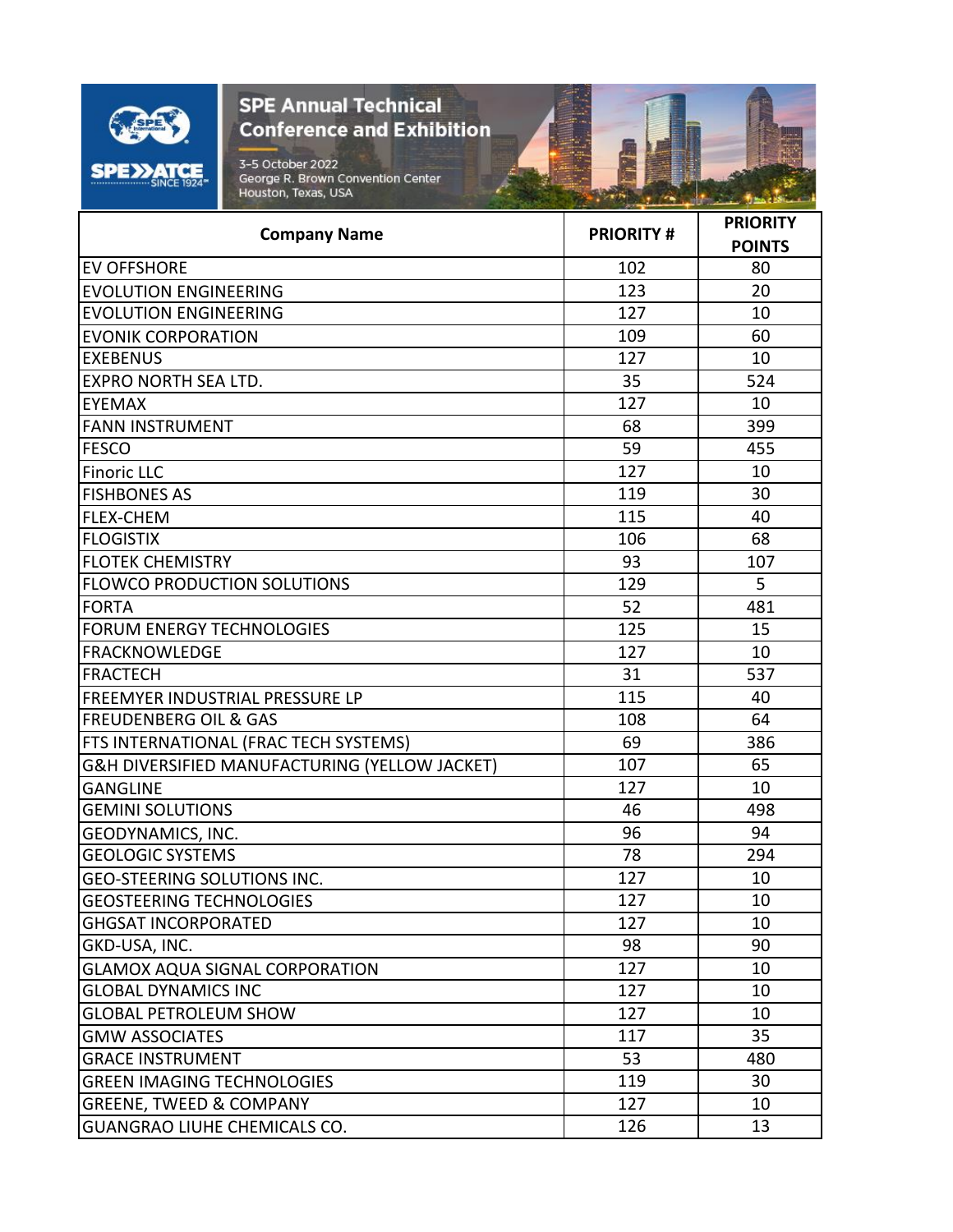| Company Name | PRIORITY # | PRIORITY POINTS |
|---|---|---|
| EV OFFSHORE | 102 | 80 |
| EVOLUTION ENGINEERING | 123 | 20 |
| EVOLUTION ENGINEERING | 127 | 10 |
| EVONIK CORPORATION | 109 | 60 |
| EXEBENUS | 127 | 10 |
| EXPRO NORTH SEA LTD. | 35 | 524 |
| EYEMAX | 127 | 10 |
| FANN INSTRUMENT | 68 | 399 |
| FESCO | 59 | 455 |
| Finoric LLC | 127 | 10 |
| FISHBONES AS | 119 | 30 |
| FLEX-CHEM | 115 | 40 |
| FLOGISTIX | 106 | 68 |
| FLOTEK CHEMISTRY | 93 | 107 |
| FLOWCO PRODUCTION SOLUTIONS | 129 | 5 |
| FORTA | 52 | 481 |
| FORUM ENERGY TECHNOLOGIES | 125 | 15 |
| FRACKNOWLEDGE | 127 | 10 |
| FRACTECH | 31 | 537 |
| FREEMYER INDUSTRIAL PRESSURE LP | 115 | 40 |
| FREUDENBERG OIL & GAS | 108 | 64 |
| FTS INTERNATIONAL (FRAC TECH SYSTEMS) | 69 | 386 |
| G&H DIVERSIFIED MANUFACTURING (YELLOW JACKET) | 107 | 65 |
| GANGLINE | 127 | 10 |
| GEMINI SOLUTIONS | 46 | 498 |
| GEODYNAMICS, INC. | 96 | 94 |
| GEOLOGIC SYSTEMS | 78 | 294 |
| GEO-STEERING SOLUTIONS INC. | 127 | 10 |
| GEOSTEERING TECHNOLOGIES | 127 | 10 |
| GHGSAT INCORPORATED | 127 | 10 |
| GKD-USA, INC. | 98 | 90 |
| GLAMOX AQUA SIGNAL CORPORATION | 127 | 10 |
| GLOBAL DYNAMICS INC | 127 | 10 |
| GLOBAL PETROLEUM SHOW | 127 | 10 |
| GMW ASSOCIATES | 117 | 35 |
| GRACE INSTRUMENT | 53 | 480 |
| GREEN IMAGING TECHNOLOGIES | 119 | 30 |
| GREENE, TWEED & COMPANY | 127 | 10 |
| GUANGRAO LIUHE CHEMICALS CO. | 126 | 13 |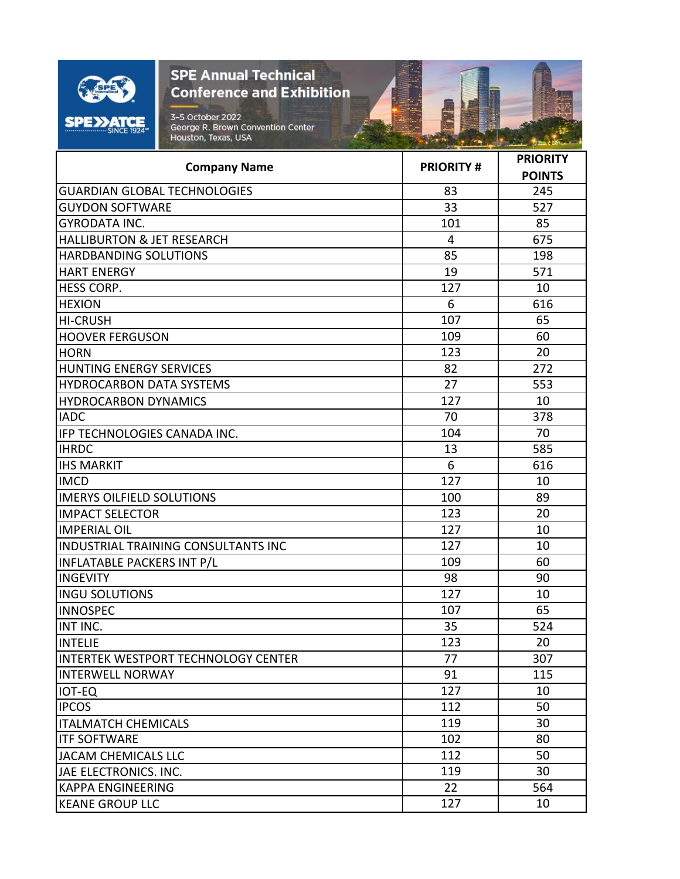| Company Name | PRIORITY # | PRIORITY POINTS |
|---|---|---|
| GUARDIAN GLOBAL TECHNOLOGIES | 83 | 245 |
| GUYDON SOFTWARE | 33 | 527 |
| GYRODATA INC. | 101 | 85 |
| HALLIBURTON & JET RESEARCH | 4 | 675 |
| HARDBANDING SOLUTIONS | 85 | 198 |
| HART ENERGY | 19 | 571 |
| HESS CORP. | 127 | 10 |
| HEXION | 6 | 616 |
| HI-CRUSH | 107 | 65 |
| HOOVER FERGUSON | 109 | 60 |
| HORN | 123 | 20 |
| HUNTING ENERGY SERVICES | 82 | 272 |
| HYDROCARBON DATA SYSTEMS | 27 | 553 |
| HYDROCARBON DYNAMICS | 127 | 10 |
| IADC | 70 | 378 |
| IFP TECHNOLOGIES CANADA INC. | 104 | 70 |
| IHRDC | 13 | 585 |
| IHS MARKIT | 6 | 616 |
| IMCD | 127 | 10 |
| IMERYS OILFIELD SOLUTIONS | 100 | 89 |
| IMPACT SELECTOR | 123 | 20 |
| IMPERIAL OIL | 127 | 10 |
| INDUSTRIAL TRAINING CONSULTANTS INC | 127 | 10 |
| INFLATABLE PACKERS INT P/L | 109 | 60 |
| INGEVITY | 98 | 90 |
| INGU SOLUTIONS | 127 | 10 |
| INNOSPEC | 107 | 65 |
| INT INC. | 35 | 524 |
| INTELIE | 123 | 20 |
| INTERTEK WESTPORT TECHNOLOGY CENTER | 77 | 307 |
| INTERWELL NORWAY | 91 | 115 |
| IOT-EQ | 127 | 10 |
| IPCOS | 112 | 50 |
| ITALMATCH CHEMICALS | 119 | 30 |
| ITF SOFTWARE | 102 | 80 |
| JACAM CHEMICALS LLC | 112 | 50 |
| JAE ELECTRONICS. INC. | 119 | 30 |
| KAPPA ENGINEERING | 22 | 564 |
| KEANE GROUP LLC | 127 | 10 |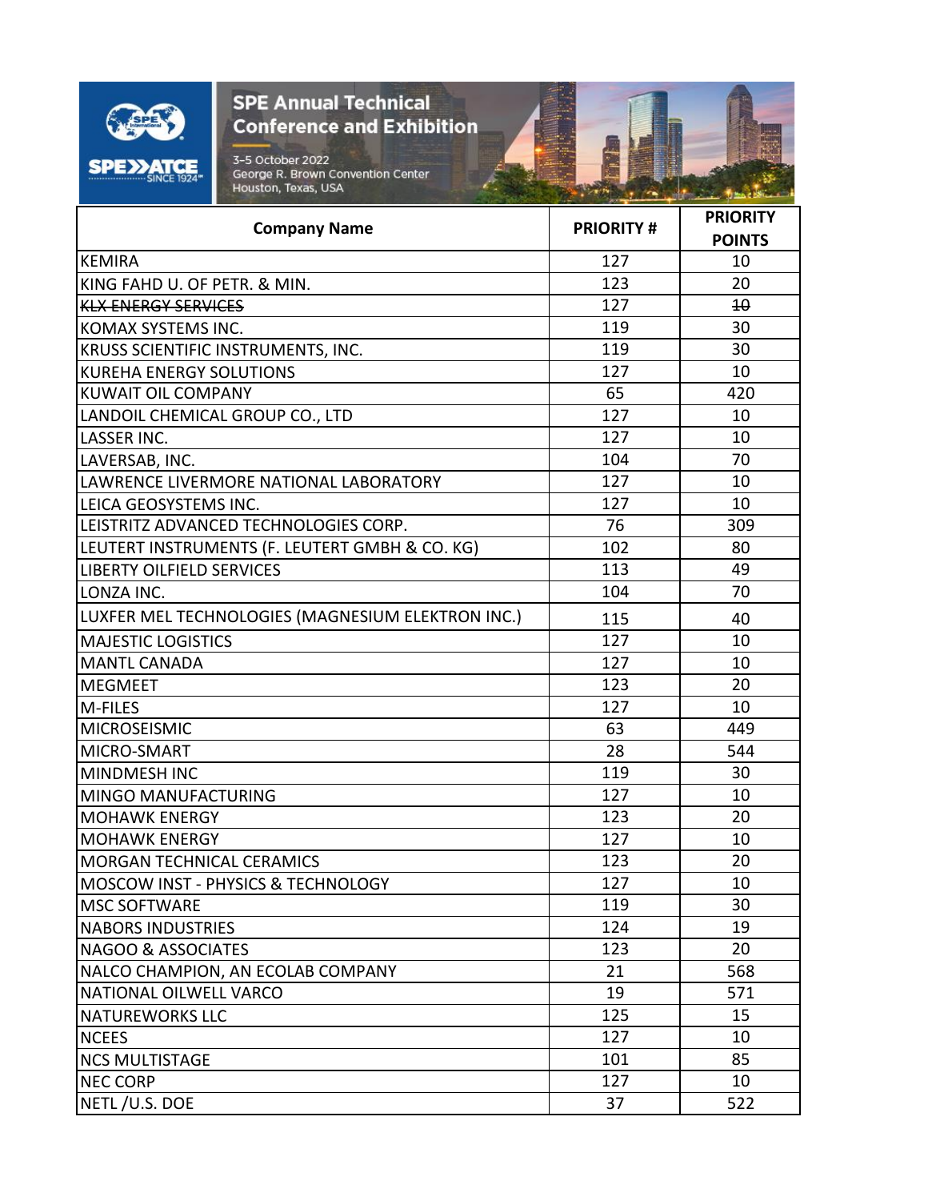| Company Name | PRIORITY # | PRIORITY POINTS |
|---|---|---|
| KEMIRA | 127 | 10 |
| KING FAHD U. OF PETR. & MIN. | 123 | 20 |
| ~~KLX ENERGY SERVICES~~ | 127 | ~~10~~ |
| KOMAX SYSTEMS INC. | 119 | 30 |
| KRUSS SCIENTIFIC INSTRUMENTS, INC. | 119 | 30 |
| KUREHA ENERGY SOLUTIONS | 127 | 10 |
| KUWAIT OIL COMPANY | 65 | 420 |
| LANDOIL CHEMICAL GROUP CO., LTD | 127 | 10 |
| LASSER INC. | 127 | 10 |
| LAVERSAB, INC. | 104 | 70 |
| LAWRENCE LIVERMORE NATIONAL LABORATORY | 127 | 10 |
| LEICA GEOSYSTEMS INC. | 127 | 10 |
| LEISTRITZ ADVANCED TECHNOLOGIES CORP. | 76 | 309 |
| LEUTERT INSTRUMENTS (F. LEUTERT GMBH & CO. KG) | 102 | 80 |
| LIBERTY OILFIELD SERVICES | 113 | 49 |
| LONZA INC. | 104 | 70 |
| LUXFER MEL TECHNOLOGIES (MAGNESIUM ELEKTRON INC.) | 115 | 40 |
| MAJESTIC LOGISTICS | 127 | 10 |
| MANTL CANADA | 127 | 10 |
| MEGMEET | 123 | 20 |
| M-FILES | 127 | 10 |
| MICROSEISMIC | 63 | 449 |
| MICRO-SMART | 28 | 544 |
| MINDMESH INC | 119 | 30 |
| MINGO MANUFACTURING | 127 | 10 |
| MOHAWK ENERGY | 123 | 20 |
| MOHAWK ENERGY | 127 | 10 |
| MORGAN TECHNICAL CERAMICS | 123 | 20 |
| MOSCOW INST - PHYSICS & TECHNOLOGY | 127 | 10 |
| MSC SOFTWARE | 119 | 30 |
| NABORS INDUSTRIES | 124 | 19 |
| NAGOO & ASSOCIATES | 123 | 20 |
| NALCO CHAMPION, AN ECOLAB COMPANY | 21 | 568 |
| NATIONAL OILWELL VARCO | 19 | 571 |
| NATUREWORKS LLC | 125 | 15 |
| NCEES | 127 | 10 |
| NCS MULTISTAGE | 101 | 85 |
| NEC CORP | 127 | 10 |
| NETL /U.S. DOE | 37 | 522 |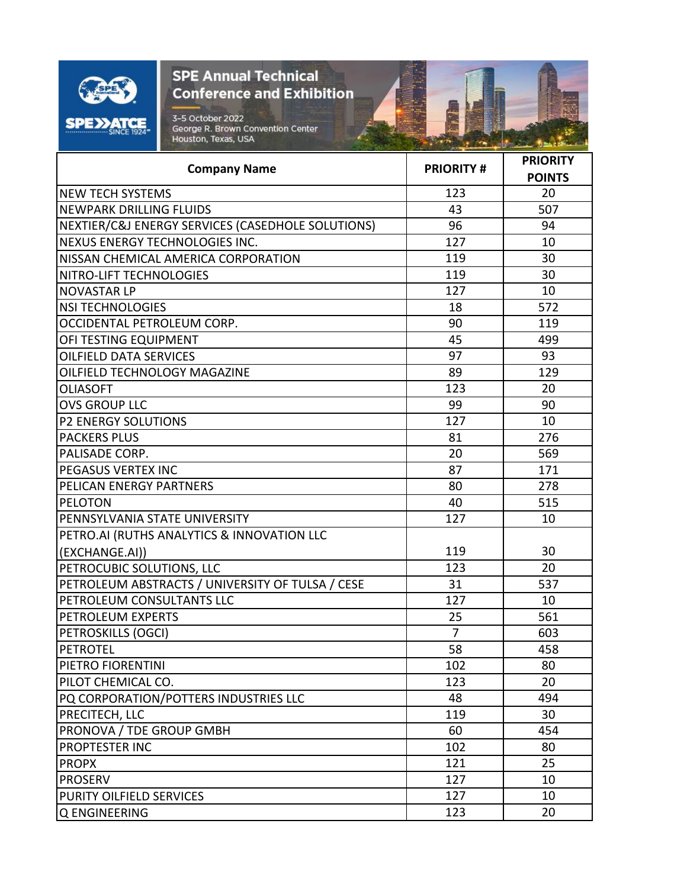| Company Name | PRIORITY # | PRIORITY POINTS |
|---|---|---|
| NEW TECH SYSTEMS | 123 | 20 |
| NEWPARK DRILLING FLUIDS | 43 | 507 |
| NEXTIER/C&J ENERGY SERVICES (CASEDHOLE SOLUTIONS) | 96 | 94 |
| NEXUS ENERGY TECHNOLOGIES INC. | 127 | 10 |
| NISSAN CHEMICAL AMERICA CORPORATION | 119 | 30 |
| NITRO-LIFT TECHNOLOGIES | 119 | 30 |
| NOVASTAR LP | 127 | 10 |
| NSI TECHNOLOGIES | 18 | 572 |
| OCCIDENTAL PETROLEUM CORP. | 90 | 119 |
| OFI TESTING EQUIPMENT | 45 | 499 |
| OILFIELD DATA SERVICES | 97 | 93 |
| OILFIELD TECHNOLOGY MAGAZINE | 89 | 129 |
| OLIASOFT | 123 | 20 |
| OVS GROUP LLC | 99 | 90 |
| P2 ENERGY SOLUTIONS | 127 | 10 |
| PACKERS PLUS | 81 | 276 |
| PALISADE CORP. | 20 | 569 |
| PEGASUS VERTEX INC | 87 | 171 |
| PELICAN ENERGY PARTNERS | 80 | 278 |
| PELOTON | 40 | 515 |
| PENNSYLVANIA STATE UNIVERSITY | 127 | 10 |
| PETRO.AI (RUTHS ANALYTICS & INNOVATION LLC (EXCHANGE.AI)) | 119 | 30 |
| PETROCUBIC SOLUTIONS, LLC | 123 | 20 |
| PETROLEUM ABSTRACTS / UNIVERSITY OF TULSA / CESE | 31 | 537 |
| PETROLEUM CONSULTANTS LLC | 127 | 10 |
| PETROLEUM EXPERTS | 25 | 561 |
| PETROSKILLS (OGCI) | 7 | 603 |
| PETROTEL | 58 | 458 |
| PIETRO FIORENTINI | 102 | 80 |
| PILOT CHEMICAL CO. | 123 | 20 |
| PQ CORPORATION/POTTERS INDUSTRIES LLC | 48 | 494 |
| PRECITECH, LLC | 119 | 30 |
| PRONOVA / TDE GROUP GMBH | 60 | 454 |
| PROPTESTER INC | 102 | 80 |
| PROPX | 121 | 25 |
| PROSERV | 127 | 10 |
| PURITY OILFIELD SERVICES | 127 | 10 |
| Q ENGINEERING | 123 | 20 |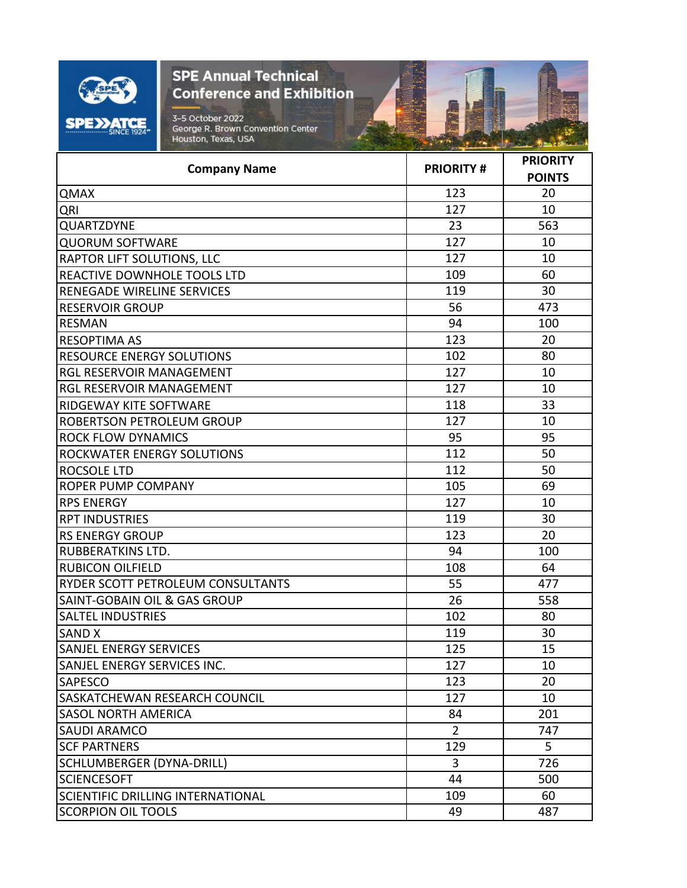| Company Name | PRIORITY # | PRIORITY POINTS |
|---|---|---|
| QMAX | 123 | 20 |
| QRI | 127 | 10 |
| QUARTZDYNE | 23 | 563 |
| QUORUM SOFTWARE | 127 | 10 |
| RAPTOR LIFT SOLUTIONS, LLC | 127 | 10 |
| REACTIVE DOWNHOLE TOOLS LTD | 109 | 60 |
| RENEGADE WIRELINE SERVICES | 119 | 30 |
| RESERVOIR GROUP | 56 | 473 |
| RESMAN | 94 | 100 |
| RESOPTIMA AS | 123 | 20 |
| RESOURCE ENERGY SOLUTIONS | 102 | 80 |
| RGL RESERVOIR MANAGEMENT | 127 | 10 |
| RGL RESERVOIR MANAGEMENT | 127 | 10 |
| RIDGEWAY KITE SOFTWARE | 118 | 33 |
| ROBERTSON PETROLEUM GROUP | 127 | 10 |
| ROCK FLOW DYNAMICS | 95 | 95 |
| ROCKWATER ENERGY SOLUTIONS | 112 | 50 |
| ROCSOLE LTD | 112 | 50 |
| ROPER PUMP COMPANY | 105 | 69 |
| RPS ENERGY | 127 | 10 |
| RPT INDUSTRIES | 119 | 30 |
| RS ENERGY GROUP | 123 | 20 |
| RUBBERATKINS LTD. | 94 | 100 |
| RUBICON OILFIELD | 108 | 64 |
| RYDER SCOTT PETROLEUM CONSULTANTS | 55 | 477 |
| SAINT-GOBAIN OIL & GAS GROUP | 26 | 558 |
| SALTEL INDUSTRIES | 102 | 80 |
| SAND X | 119 | 30 |
| SANJEL ENERGY SERVICES | 125 | 15 |
| SANJEL ENERGY SERVICES INC. | 127 | 10 |
| SAPESCO | 123 | 20 |
| SASKATCHEWAN RESEARCH COUNCIL | 127 | 10 |
| SASOL NORTH AMERICA | 84 | 201 |
| SAUDI ARAMCO | 2 | 747 |
| SCF PARTNERS | 129 | 5 |
| SCHLUMBERGER (DYNA-DRILL) | 3 | 726 |
| SCIENCESOFT | 44 | 500 |
| SCIENTIFIC DRILLING INTERNATIONAL | 109 | 60 |
| SCORPION OIL TOOLS | 49 | 487 |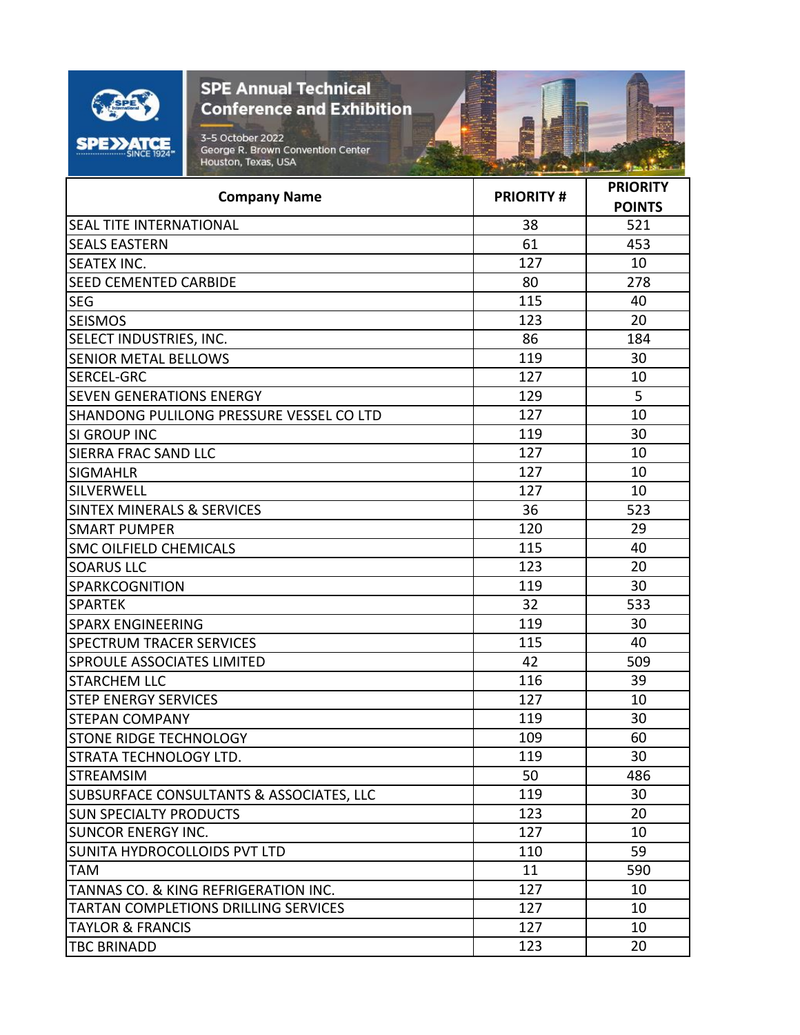| Company Name | PRIORITY # | PRIORITY POINTS |
| --- | --- | --- |
| SEAL TITE INTERNATIONAL | 38 | 521 |
| SEALS EASTERN | 61 | 453 |
| SEATEX INC. | 127 | 10 |
| SEED CEMENTED CARBIDE | 80 | 278 |
| SEG | 115 | 40 |
| SEISMOS | 123 | 20 |
| SELECT INDUSTRIES, INC. | 86 | 184 |
| SENIOR METAL BELLOWS | 119 | 30 |
| SERCEL-GRC | 127 | 10 |
| SEVEN GENERATIONS ENERGY | 129 | 5 |
| SHANDONG PULILONG PRESSURE VESSEL CO LTD | 127 | 10 |
| SI GROUP INC | 119 | 30 |
| SIERRA FRAC SAND LLC | 127 | 10 |
| SIGMAHLR | 127 | 10 |
| SILVERWELL | 127 | 10 |
| SINTEX MINERALS & SERVICES | 36 | 523 |
| SMART PUMPER | 120 | 29 |
| SMC OILFIELD CHEMICALS | 115 | 40 |
| SOARUS LLC | 123 | 20 |
| SPARKCOGNITION | 119 | 30 |
| SPARTEK | 32 | 533 |
| SPARX ENGINEERING | 119 | 30 |
| SPECTRUM TRACER SERVICES | 115 | 40 |
| SPROULE ASSOCIATES LIMITED | 42 | 509 |
| STARCHEM LLC | 116 | 39 |
| STEP ENERGY SERVICES | 127 | 10 |
| STEPAN COMPANY | 119 | 30 |
| STONE RIDGE TECHNOLOGY | 109 | 60 |
| STRATA TECHNOLOGY LTD. | 119 | 30 |
| STREAMSIM | 50 | 486 |
| SUBSURFACE CONSULTANTS & ASSOCIATES, LLC | 119 | 30 |
| SUN SPECIALTY PRODUCTS | 123 | 20 |
| SUNCOR ENERGY INC. | 127 | 10 |
| SUNITA HYDROCOLLOIDS PVT LTD | 110 | 59 |
| TAM | 11 | 590 |
| TANNAS CO. & KING REFRIGERATION INC. | 127 | 10 |
| TARTAN COMPLETIONS DRILLING SERVICES | 127 | 10 |
| TAYLOR & FRANCIS | 127 | 10 |
| TBC BRINADD | 123 | 20 |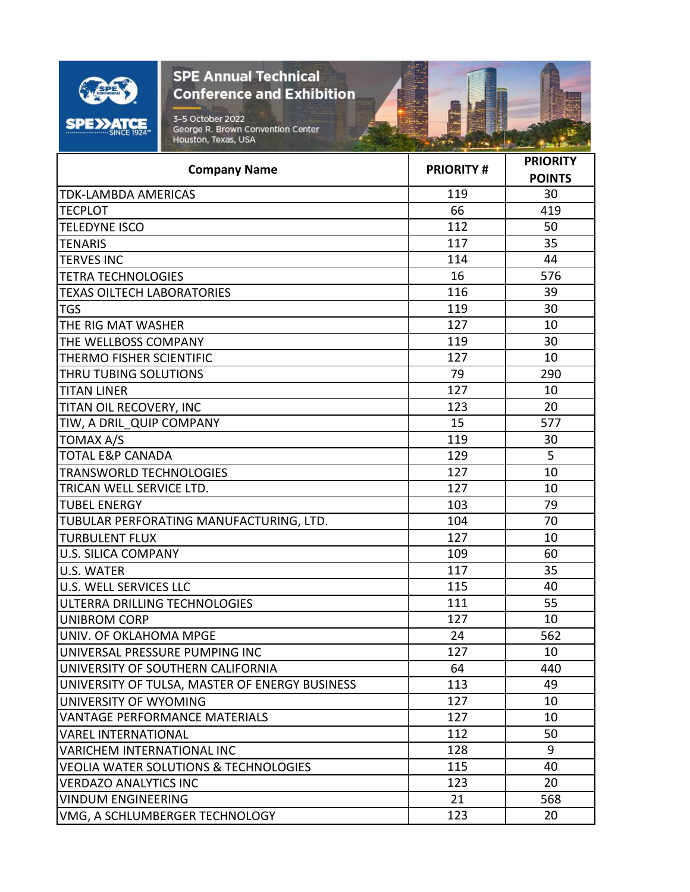| Company Name | PRIORITY # | PRIORITY POINTS |
|---|---|---|
| TDK-LAMBDA AMERICAS | 119 | 30 |
| TECPLOT | 66 | 419 |
| TELEDYNE ISCO | 112 | 50 |
| TENARIS | 117 | 35 |
| TERVES INC | 114 | 44 |
| TETRA TECHNOLOGIES | 16 | 576 |
| TEXAS OILTECH LABORATORIES | 116 | 39 |
| TGS | 119 | 30 |
| THE RIG MAT WASHER | 127 | 10 |
| THE WELLBOSS COMPANY | 119 | 30 |
| THERMO FISHER SCIENTIFIC | 127 | 10 |
| THRU TUBING SOLUTIONS | 79 | 290 |
| TITAN LINER | 127 | 10 |
| TITAN OIL RECOVERY, INC | 123 | 20 |
| TIW, A DRIL_QUIP COMPANY | 15 | 577 |
| TOMAX A/S | 119 | 30 |
| TOTAL E&P CANADA | 129 | 5 |
| TRANSWORLD TECHNOLOGIES | 127 | 10 |
| TRICAN WELL SERVICE LTD. | 127 | 10 |
| TUBEL ENERGY | 103 | 79 |
| TUBULAR PERFORATING MANUFACTURING, LTD. | 104 | 70 |
| TURBULENT FLUX | 127 | 10 |
| U.S. SILICA COMPANY | 109 | 60 |
| U.S. WATER | 117 | 35 |
| U.S. WELL SERVICES LLC | 115 | 40 |
| ULTERRA DRILLING TECHNOLOGIES | 111 | 55 |
| UNIBROM CORP | 127 | 10 |
| UNIV. OF OKLAHOMA MPGE | 24 | 562 |
| UNIVERSAL PRESSURE PUMPING INC | 127 | 10 |
| UNIVERSITY OF SOUTHERN CALIFORNIA | 64 | 440 |
| UNIVERSITY OF TULSA, MASTER OF ENERGY BUSINESS | 113 | 49 |
| UNIVERSITY OF WYOMING | 127 | 10 |
| VANTAGE PERFORMANCE MATERIALS | 127 | 10 |
| VAREL INTERNATIONAL | 112 | 50 |
| VARICHEM INTERNATIONAL INC | 128 | 9 |
| VEOLIA WATER SOLUTIONS & TECHNOLOGIES | 115 | 40 |
| VERDAZO ANALYTICS INC | 123 | 20 |
| VINDUM ENGINEERING | 21 | 568 |
| VMG, A SCHLUMBERGER TECHNOLOGY | 123 | 20 |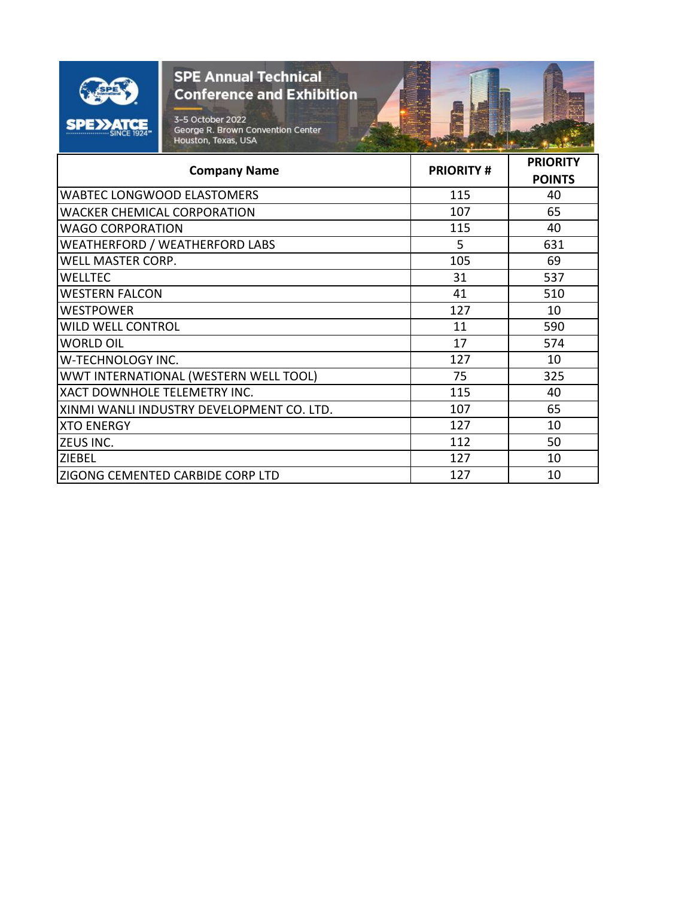| Company Name | PRIORITY # | PRIORITY POINTS |
| --- | --- | --- |
| WABTEC LONGWOOD ELASTOMERS | 115 | 40 |
| WACKER CHEMICAL CORPORATION | 107 | 65 |
| WAGO CORPORATION | 115 | 40 |
| WEATHERFORD / WEATHERFORD LABS | 5 | 631 |
| WELL MASTER CORP. | 105 | 69 |
| WELLTEC | 31 | 537 |
| WESTERN FALCON | 41 | 510 |
| WESTPOWER | 127 | 10 |
| WILD WELL CONTROL | 11 | 590 |
| WORLD OIL | 17 | 574 |
| W-TECHNOLOGY INC. | 127 | 10 |
| WWT INTERNATIONAL (WESTERN WELL TOOL) | 75 | 325 |
| XACT DOWNHOLE TELEMETRY INC. | 115 | 40 |
| XINMI WANLI INDUSTRY DEVELOPMENT CO. LTD. | 107 | 65 |
| XTO ENERGY | 127 | 10 |
| ZEUS INC. | 112 | 50 |
| ZIEBEL | 127 | 10 |
| ZIGONG CEMENTED CARBIDE CORP LTD | 127 | 10 |